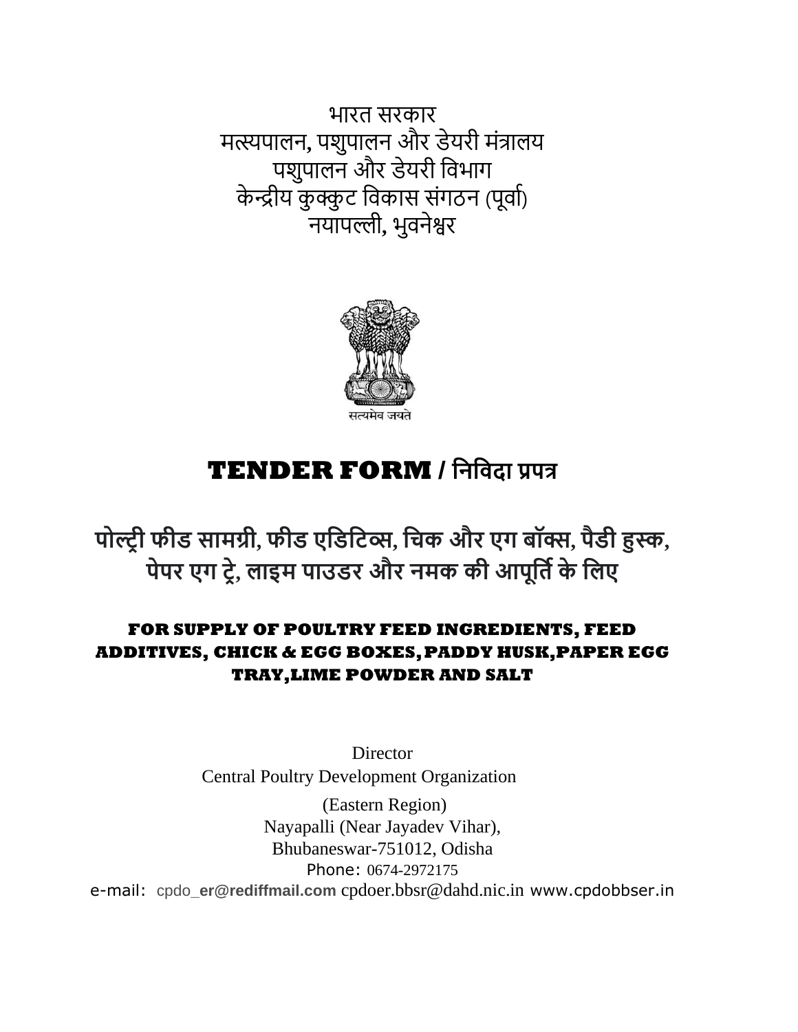भारत सरकार
मत्स्यपालन, पशुपालन और डेयरी मंत्रालय
पशुपालन और डेयरी विभाग
केन्द्रीय कुक्कुट विकास संगठन (पूर्वा)
नयापल्ली, भुवनेश्वर

सत्यमेव जयते

# TENDER FORM / निविदा प्रपत्र

## पोल्ट्री फीड सामग्री, फीड एडिटिव्स, चिक और एग बॉक्स, पैडी हुस्क, पेपर एग ट्रे, लाइम पाउडर और नमक की आपूर्ति के लिए

### FOR SUPPLY OF POULTRY FEED INGREDIENTS, FEED ADDITIVES, CHICK & EGG BOXES, PADDY HUSK, PAPER EGG TRAY, LIME POWDER AND SALT

Director
Central Poultry Development Organization
(Eastern Region)
Nayapalli (Near Jayadev Vihar),
Bhubaneswar-751012, Odisha
Phone: 0674-2972175
e-mail: cpdo_er@rediffmail.com cpdoer.bbsr@dahd.nic.in www.cpdobbser.in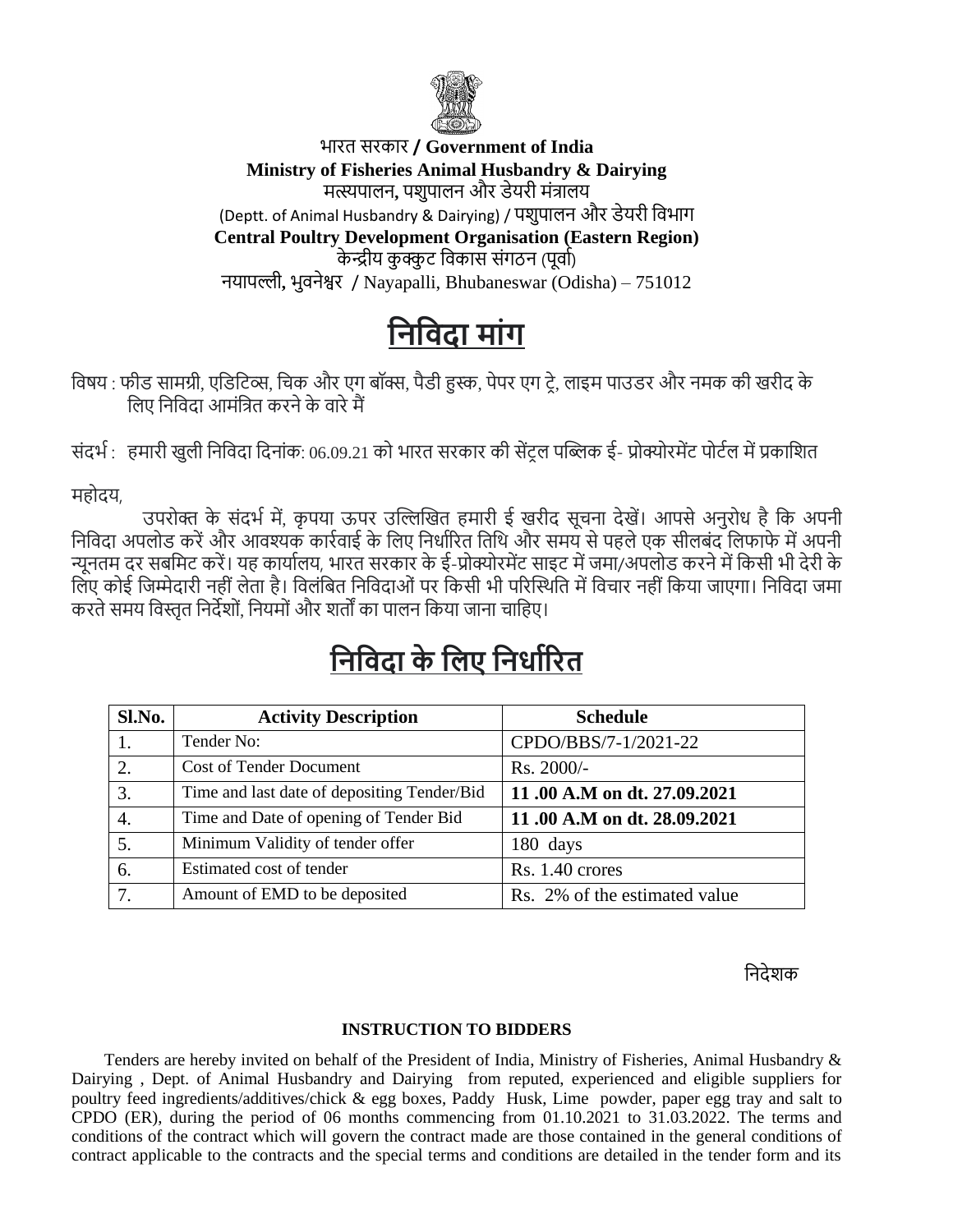भारत सरकार / **Government of India**

**Ministry of Fisheries Animal Husbandry & Dairying**

मत्स्यपालन, पशुपालन और डेयरी मंत्रालय

(Deptt. of Animal Husbandry & Dairying) / पशुपालन और डेयरी विभाग

**Central Poultry Development Organisation (Eastern Region)**

केन्द्रीय कुक्कुट विकास संगठन (पूर्वा)

नयापल्ली, भुवनेश्वर / Nayapalli, Bhubaneswar (Odisha) – 751012

# निविदा मांग

विषय : फीड सामग्री, एडिटिव्स, चिक और एग बॉक्स, पैडी हुस्क, पेपर एग ट्रे, लाइम पाउडर और नमक की खरीद के लिए निविदा आमंत्रित करने के वारे मैं

संदर्भ : हमारी खुली निविदा दिनांक: 06.09.21 को भारत सरकार की सेंट्रल पब्लिक ई- प्रोक्योरमेंट पोर्टल में प्रकाशित

महोदय,

उपरोक्त के संदर्भ में, कृपया ऊपर उल्लिखित हमारी ई खरीद सूचना देखें। आपसे अनुरोध है कि अपनी निविदा अपलोड करें और आवश्यक कार्रवाई के लिए निर्धारित तिथि और समय से पहले एक सीलबंद लिफाफे में अपनी न्यूनतम दर सबमिट करें। यह कार्यालय, भारत सरकार के ई-प्रोक्योरमेंट साइट में जमा/अपलोड करने में किसी भी देरी के लिए कोई जिम्मेदारी नहीं लेता है। विलंबित निविदाओं पर किसी भी परिस्थिति में विचार नहीं किया जाएगा। निविदा जमा करते समय विस्तृत निर्देशों, नियमों और शर्तों का पालन किया जाना चाहिए।

# निविदा के लिए निर्धारित

| Sl.No. | Activity Description | Schedule |
|---|---|---|
| 1. | Tender No: | CPDO/BBS/7-1/2021-22 |
| 2. | Cost of Tender Document | Rs. 2000/- |
| 3. | Time and last date of depositing Tender/Bid | **11 .00 A.M on dt. 27.09.2021** |
| 4. | Time and Date of opening of Tender Bid | **11 .00 A.M on dt. 28.09.2021** |
| 5. | Minimum Validity of tender offer | 180 days |
| 6. | Estimated cost of tender | Rs. 1.40 crores |
| 7. | Amount of EMD to be deposited | Rs. 2% of the estimated value |

निदेशक

**INSTRUCTION TO BIDDERS**

Tenders are hereby invited on behalf of the President of India, Ministry of Fisheries, Animal Husbandry & Dairying , Dept. of Animal Husbandry and Dairying from reputed, experienced and eligible suppliers for poultry feed ingredients/additives/chick & egg boxes, Paddy Husk, Lime powder, paper egg tray and salt to CPDO (ER), during the period of 06 months commencing from 01.10.2021 to 31.03.2022. The terms and conditions of the contract which will govern the contract made are those contained in the general conditions of contract applicable to the contracts and the special terms and conditions are detailed in the tender form and its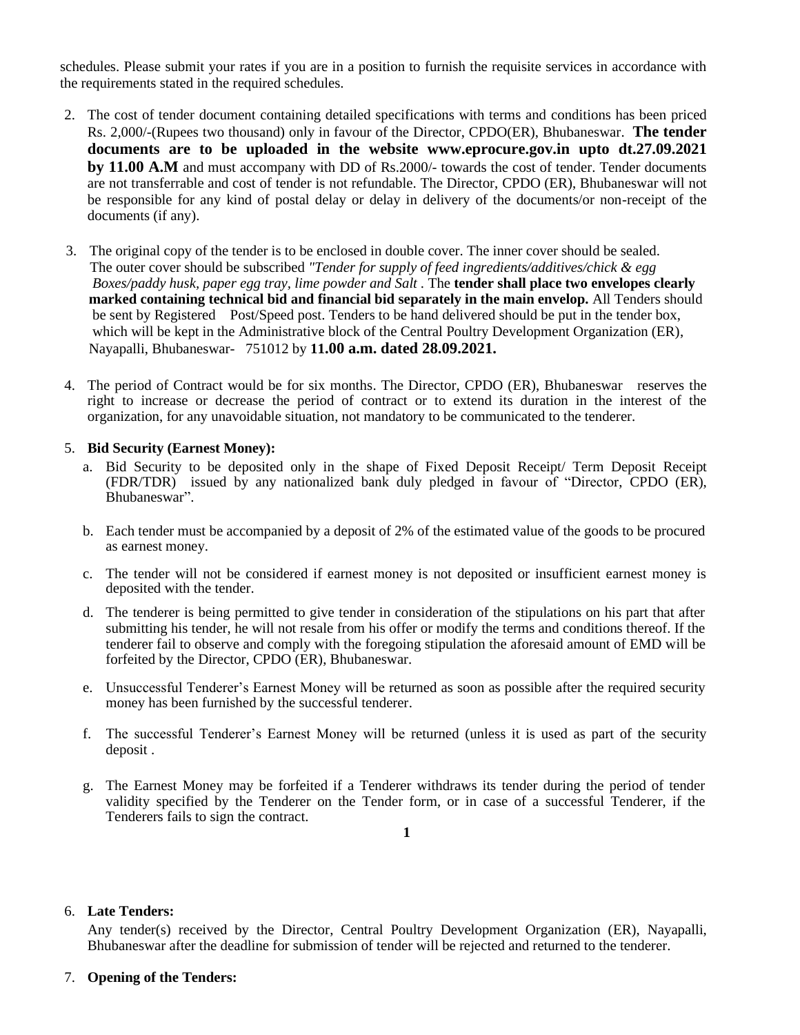schedules. Please submit your rates if you are in a position to furnish the requisite services in accordance with the requirements stated in the required schedules.

2. The cost of tender document containing detailed specifications with terms and conditions has been priced Rs. 2,000/-(Rupees two thousand) only in favour of the Director, CPDO(ER), Bhubaneswar. **The tender documents are to be uploaded in the website www.eprocure.gov.in upto dt.27.09.2021 by 11.00 A.M** and must accompany with DD of Rs.2000/- towards the cost of tender. Tender documents are not transferrable and cost of tender is not refundable. The Director, CPDO (ER), Bhubaneswar will not be responsible for any kind of postal delay or delay in delivery of the documents/or non-receipt of the documents (if any).

3. The original copy of the tender is to be enclosed in double cover. The inner cover should be sealed. The outer cover should be subscribed *"Tender for supply of feed ingredients/additives/chick & egg Boxes/paddy husk, paper egg tray, lime powder and Salt* . The **tender shall place two envelopes clearly marked containing technical bid and financial bid separately in the main envelop.** All Tenders should be sent by Registered Post/Speed post. Tenders to be hand delivered should be put in the tender box, which will be kept in the Administrative block of the Central Poultry Development Organization (ER), Nayapalli, Bhubaneswar- 751012 by **11.00 a.m. dated 28.09.2021.**

4. The period of Contract would be for six months. The Director, CPDO (ER), Bhubaneswar reserves the right to increase or decrease the period of contract or to extend its duration in the interest of the organization, for any unavoidable situation, not mandatory to be communicated to the tenderer.

5. **Bid Security (Earnest Money):**
   a. Bid Security to be deposited only in the shape of Fixed Deposit Receipt/ Term Deposit Receipt (FDR/TDR) issued by any nationalized bank duly pledged in favour of "Director, CPDO (ER), Bhubaneswar".
   b. Each tender must be accompanied by a deposit of 2% of the estimated value of the goods to be procured as earnest money.
   c. The tender will not be considered if earnest money is not deposited or insufficient earnest money is deposited with the tender.
   d. The tenderer is being permitted to give tender in consideration of the stipulations on his part that after submitting his tender, he will not resale from his offer or modify the terms and conditions thereof. If the tenderer fail to observe and comply with the foregoing stipulation the aforesaid amount of EMD will be forfeited by the Director, CPDO (ER), Bhubaneswar.
   e. Unsuccessful Tenderer's Earnest Money will be returned as soon as possible after the required security money has been furnished by the successful tenderer.
   f. The successful Tenderer's Earnest Money will be returned (unless it is used as part of the security deposit .
   g. The Earnest Money may be forfeited if a Tenderer withdraws its tender during the period of tender validity specified by the Tenderer on the Tender form, or in case of a successful Tenderer, if the Tenderers fails to sign the contract.

6. **Late Tenders:**

   Any tender(s) received by the Director, Central Poultry Development Organization (ER), Nayapalli, Bhubaneswar after the deadline for submission of tender will be rejected and returned to the tenderer.

7. **Opening of the Tenders:**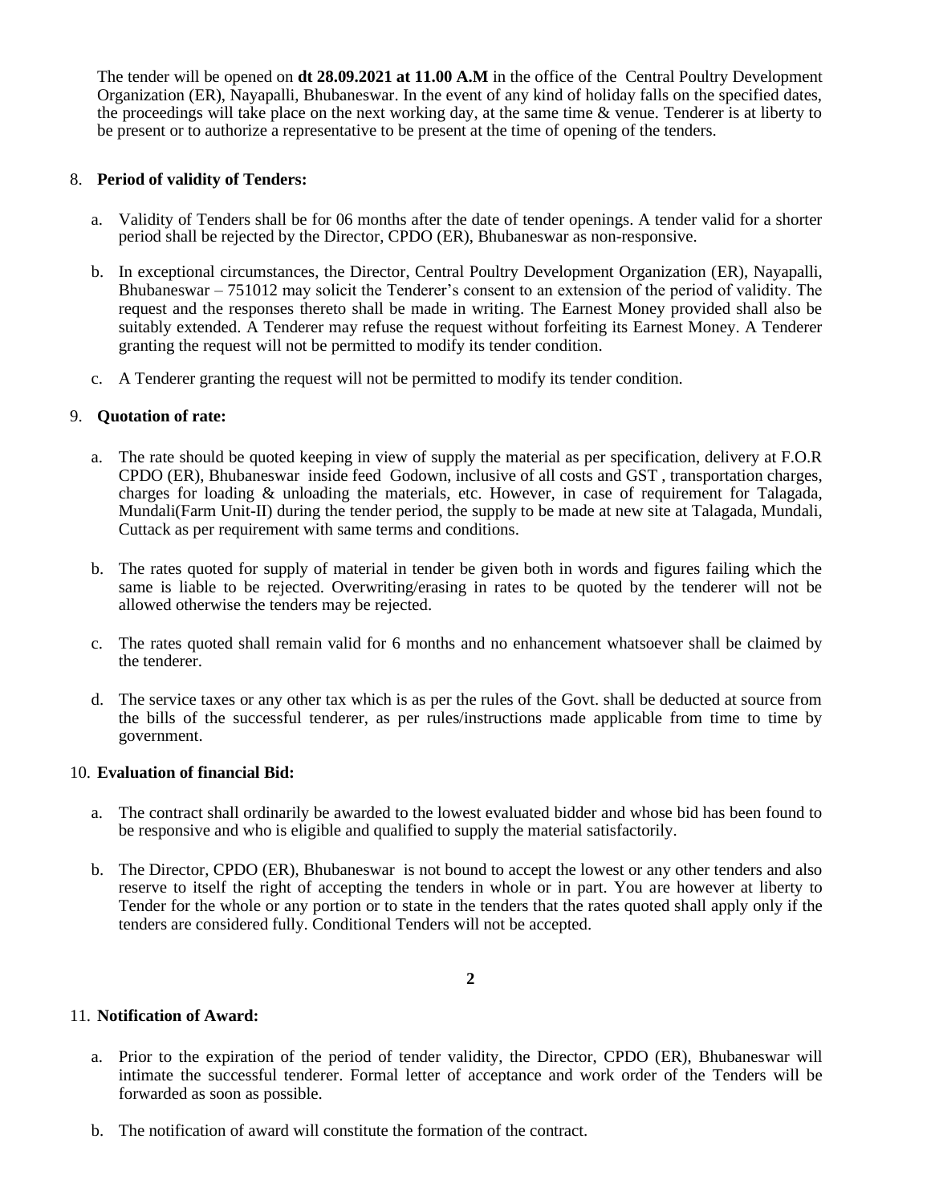The tender will be opened on **dt 28.09.2021 at 11.00 A.M** in the office of the Central Poultry Development Organization (ER), Nayapalli, Bhubaneswar. In the event of any kind of holiday falls on the specified dates, the proceedings will take place on the next working day, at the same time & venue. Tenderer is at liberty to be present or to authorize a representative to be present at the time of opening of the tenders.

8. **Period of validity of Tenders:**

   a. Validity of Tenders shall be for 06 months after the date of tender openings. A tender valid for a shorter period shall be rejected by the Director, CPDO (ER), Bhubaneswar as non-responsive.

   b. In exceptional circumstances, the Director, Central Poultry Development Organization (ER), Nayapalli, Bhubaneswar – 751012 may solicit the Tenderer's consent to an extension of the period of validity. The request and the responses thereto shall be made in writing. The Earnest Money provided shall also be suitably extended. A Tenderer may refuse the request without forfeiting its Earnest Money. A Tenderer granting the request will not be permitted to modify its tender condition.

   c. A Tenderer granting the request will not be permitted to modify its tender condition.

9. **Quotation of rate:**

   a. The rate should be quoted keeping in view of supply the material as per specification, delivery at F.O.R CPDO (ER), Bhubaneswar inside feed Godown, inclusive of all costs and GST , transportation charges, charges for loading & unloading the materials, etc. However, in case of requirement for Talagada, Mundali(Farm Unit-II) during the tender period, the supply to be made at new site at Talagada, Mundali, Cuttack as per requirement with same terms and conditions.

   b. The rates quoted for supply of material in tender be given both in words and figures failing which the same is liable to be rejected. Overwriting/erasing in rates to be quoted by the tenderer will not be allowed otherwise the tenders may be rejected.

   c. The rates quoted shall remain valid for 6 months and no enhancement whatsoever shall be claimed by the tenderer.

   d. The service taxes or any other tax which is as per the rules of the Govt. shall be deducted at source from the bills of the successful tenderer, as per rules/instructions made applicable from time to time by government.

10. **Evaluation of financial Bid:**

    a. The contract shall ordinarily be awarded to the lowest evaluated bidder and whose bid has been found to be responsive and who is eligible and qualified to supply the material satisfactorily.

    b. The Director, CPDO (ER), Bhubaneswar is not bound to accept the lowest or any other tenders and also reserve to itself the right of accepting the tenders in whole or in part. You are however at liberty to Tender for the whole or any portion or to state in the tenders that the rates quoted shall apply only if the tenders are considered fully. Conditional Tenders will not be accepted.

11. **Notification of Award:**

    a. Prior to the expiration of the period of tender validity, the Director, CPDO (ER), Bhubaneswar will intimate the successful tenderer. Formal letter of acceptance and work order of the Tenders will be forwarded as soon as possible.

    b. The notification of award will constitute the formation of the contract.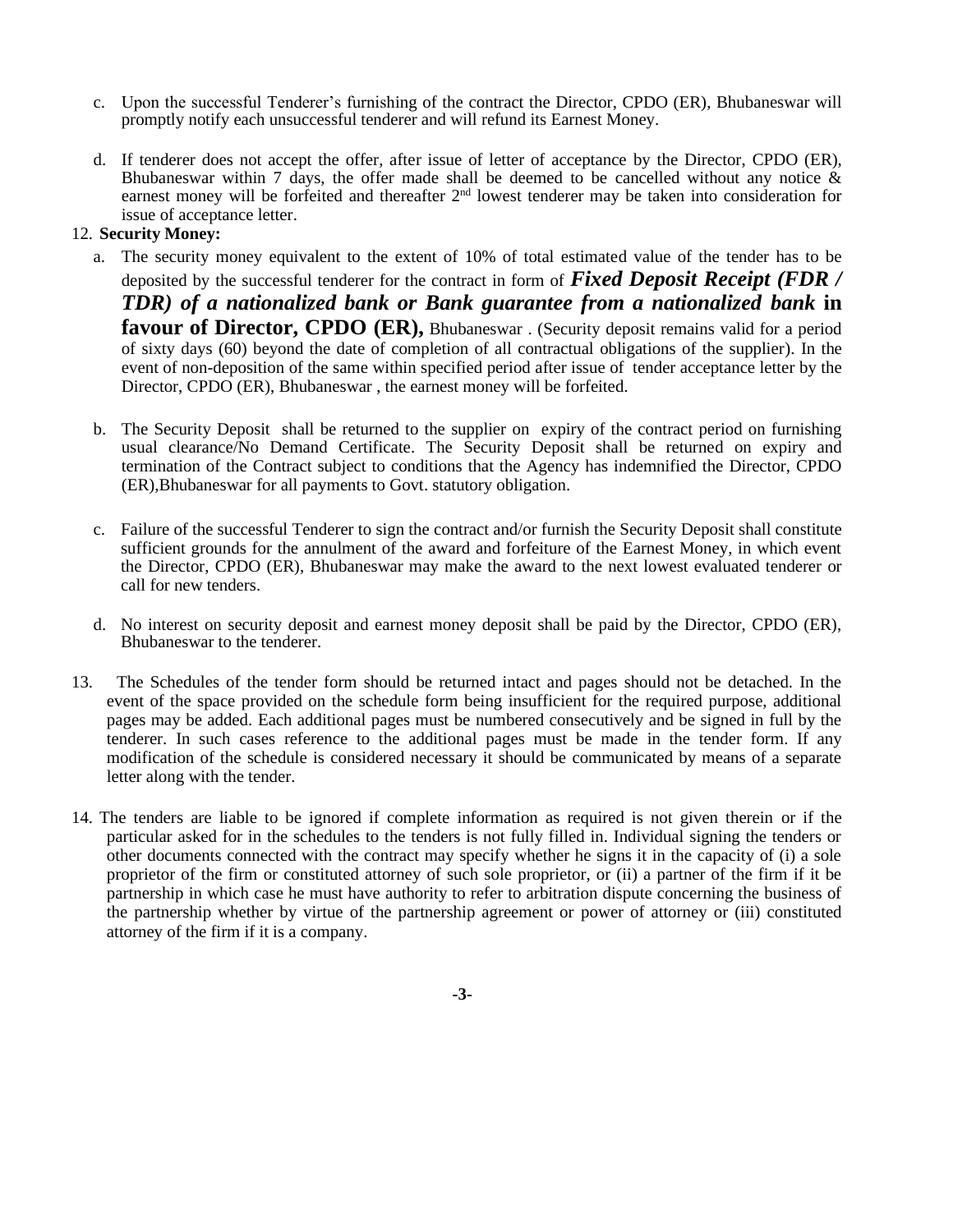c. Upon the successful Tenderer's furnishing of the contract the Director, CPDO (ER), Bhubaneswar will promptly notify each unsuccessful tenderer and will refund its Earnest Money.

d. If tenderer does not accept the offer, after issue of letter of acceptance by the Director, CPDO (ER), Bhubaneswar within 7 days, the offer made shall be deemed to be cancelled without any notice & earnest money will be forfeited and thereafter 2nd lowest tenderer may be taken into consideration for issue of acceptance letter.

12. **Security Money:**

a. The security money equivalent to the extent of 10% of total estimated value of the tender has to be deposited by the successful tenderer for the contract in form of ***Fixed Deposit Receipt (FDR / TDR) of a nationalized bank or Bank guarantee from a nationalized bank*** **in favour of Director, CPDO (ER),** Bhubaneswar . (Security deposit remains valid for a period of sixty days (60) beyond the date of completion of all contractual obligations of the supplier). In the event of non-deposition of the same within specified period after issue of tender acceptance letter by the Director, CPDO (ER), Bhubaneswar , the earnest money will be forfeited.

b. The Security Deposit shall be returned to the supplier on expiry of the contract period on furnishing usual clearance/No Demand Certificate. The Security Deposit shall be returned on expiry and termination of the Contract subject to conditions that the Agency has indemnified the Director, CPDO (ER),Bhubaneswar for all payments to Govt. statutory obligation.

c. Failure of the successful Tenderer to sign the contract and/or furnish the Security Deposit shall constitute sufficient grounds for the annulment of the award and forfeiture of the Earnest Money, in which event the Director, CPDO (ER), Bhubaneswar may make the award to the next lowest evaluated tenderer or call for new tenders.

d. No interest on security deposit and earnest money deposit shall be paid by the Director, CPDO (ER), Bhubaneswar to the tenderer.

13. The Schedules of the tender form should be returned intact and pages should not be detached. In the event of the space provided on the schedule form being insufficient for the required purpose, additional pages may be added. Each additional pages must be numbered consecutively and be signed in full by the tenderer. In such cases reference to the additional pages must be made in the tender form. If any modification of the schedule is considered necessary it should be communicated by means of a separate letter along with the tender.

14. The tenders are liable to be ignored if complete information as required is not given therein or if the particular asked for in the schedules to the tenders is not fully filled in. Individual signing the tenders or other documents connected with the contract may specify whether he signs it in the capacity of (i) a sole proprietor of the firm or constituted attorney of such sole proprietor, or (ii) a partner of the firm if it be partnership in which case he must have authority to refer to arbitration dispute concerning the business of the partnership whether by virtue of the partnership agreement or power of attorney or (iii) constituted attorney of the firm if it is a company.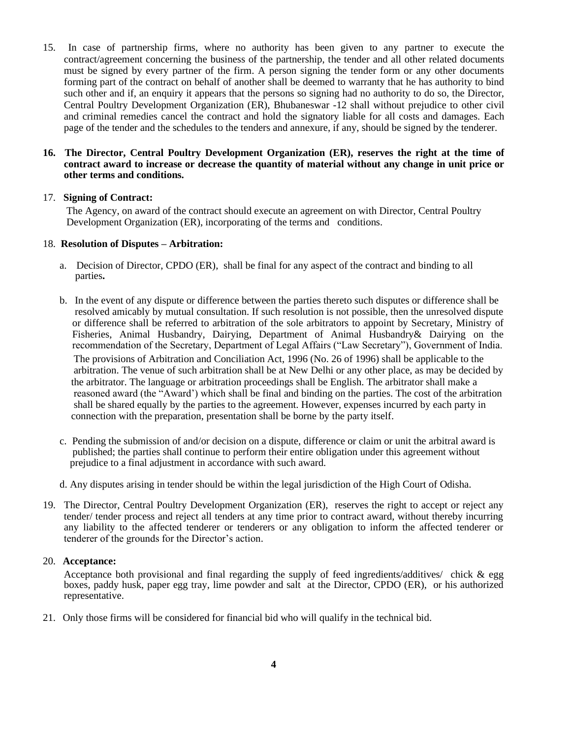15. In case of partnership firms, where no authority has been given to any partner to execute the contract/agreement concerning the business of the partnership, the tender and all other related documents must be signed by every partner of the firm. A person signing the tender form or any other documents forming part of the contract on behalf of another shall be deemed to warranty that he has authority to bind such other and if, an enquiry it appears that the persons so signing had no authority to do so, the Director, Central Poultry Development Organization (ER), Bhubaneswar -12 shall without prejudice to other civil and criminal remedies cancel the contract and hold the signatory liable for all costs and damages. Each page of the tender and the schedules to the tenders and annexure, if any, should be signed by the tenderer.

16. **The Director, Central Poultry Development Organization (ER), reserves the right at the time of contract award to increase or decrease the quantity of material without any change in unit price or other terms and conditions.**

17. **Signing of Contract:**

    The Agency, on award of the contract should execute an agreement on with Director, Central Poultry Development Organization (ER), incorporating of the terms and conditions.

18. **Resolution of Disputes – Arbitration:**

    a. Decision of Director, CPDO (ER), shall be final for any aspect of the contract and binding to all parties**.**

    b. In the event of any dispute or difference between the parties thereto such disputes or difference shall be resolved amicably by mutual consultation. If such resolution is not possible, then the unresolved dispute or difference shall be referred to arbitration of the sole arbitrators to appoint by Secretary, Ministry of Fisheries, Animal Husbandry, Dairying, Department of Animal Husbandry& Dairying on the recommendation of the Secretary, Department of Legal Affairs ("Law Secretary"), Government of India. The provisions of Arbitration and Conciliation Act, 1996 (No. 26 of 1996) shall be applicable to the arbitration. The venue of such arbitration shall be at New Delhi or any other place, as may be decided by the arbitrator. The language or arbitration proceedings shall be English. The arbitrator shall make a reasoned award (the "Award') which shall be final and binding on the parties. The cost of the arbitration shall be shared equally by the parties to the agreement. However, expenses incurred by each party in connection with the preparation, presentation shall be borne by the party itself.

    c. Pending the submission of and/or decision on a dispute, difference or claim or unit the arbitral award is published; the parties shall continue to perform their entire obligation under this agreement without prejudice to a final adjustment in accordance with such award.

    d. Any disputes arising in tender should be within the legal jurisdiction of the High Court of Odisha.

19. The Director, Central Poultry Development Organization (ER), reserves the right to accept or reject any tender/ tender process and reject all tenders at any time prior to contract award, without thereby incurring any liability to the affected tenderer or tenderers or any obligation to inform the affected tenderer or tenderer of the grounds for the Director's action.

20. **Acceptance:**

    Acceptance both provisional and final regarding the supply of feed ingredients/additives/ chick & egg boxes, paddy husk, paper egg tray, lime powder and salt at the Director, CPDO (ER), or his authorized representative.

21. Only those firms will be considered for financial bid who will qualify in the technical bid.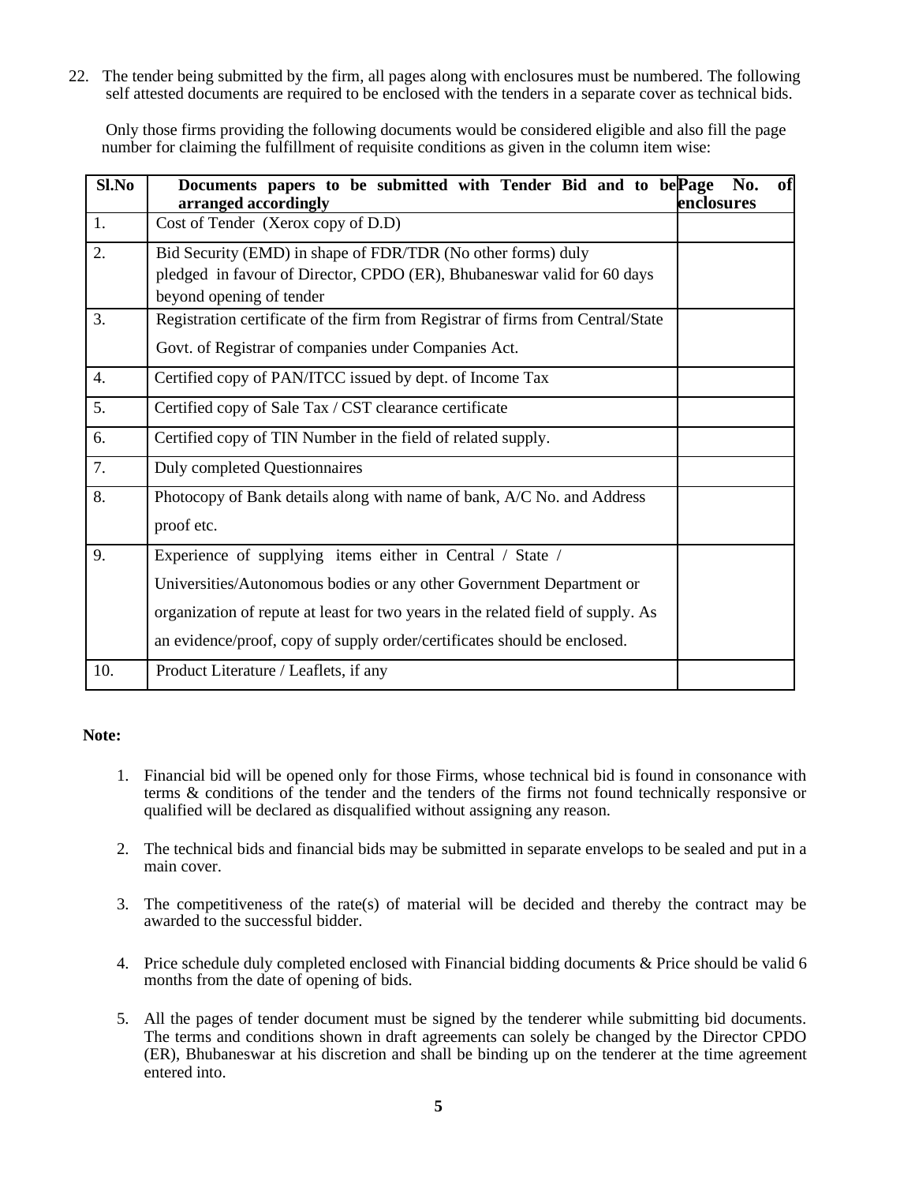22. The tender being submitted by the firm, all pages along with enclosures must be numbered. The following self attested documents are required to be enclosed with the tenders in a separate cover as technical bids.

Only those firms providing the following documents would be considered eligible and also fill the page number for claiming the fulfillment of requisite conditions as given in the column item wise:

| Sl.No | Documents papers to be submitted with Tender Bid and to be arranged accordingly | Page No. of enclosures |
|---|---|---|
| 1. | Cost of Tender (Xerox copy of D.D) | |
| 2. | Bid Security (EMD) in shape of FDR/TDR (No other forms) duly pledged in favour of Director, CPDO (ER), Bhubaneswar valid for 60 days beyond opening of tender | |
| 3. | Registration certificate of the firm from Registrar of firms from Central/State Govt. of Registrar of companies under Companies Act. | |
| 4. | Certified copy of PAN/ITCC issued by dept. of Income Tax | |
| 5. | Certified copy of Sale Tax / CST clearance certificate | |
| 6. | Certified copy of TIN Number in the field of related supply. | |
| 7. | Duly completed Questionnaires | |
| 8. | Photocopy of Bank details along with name of bank, A/C No. and Address proof etc. | |
| 9. | Experience of supplying items either in Central / State / Universities/Autonomous bodies or any other Government Department or organization of repute at least for two years in the related field of supply. As an evidence/proof, copy of supply order/certificates should be enclosed. | |
| 10. | Product Literature / Leaflets, if any | |

**Note:**

1. Financial bid will be opened only for those Firms, whose technical bid is found in consonance with terms & conditions of the tender and the tenders of the firms not found technically responsive or qualified will be declared as disqualified without assigning any reason.

2. The technical bids and financial bids may be submitted in separate envelops to be sealed and put in a main cover.

3. The competitiveness of the rate(s) of material will be decided and thereby the contract may be awarded to the successful bidder.

4. Price schedule duly completed enclosed with Financial bidding documents & Price should be valid 6 months from the date of opening of bids.

5. All the pages of tender document must be signed by the tenderer while submitting bid documents. The terms and conditions shown in draft agreements can solely be changed by the Director CPDO (ER), Bhubaneswar at his discretion and shall be binding up on the tenderer at the time agreement entered into.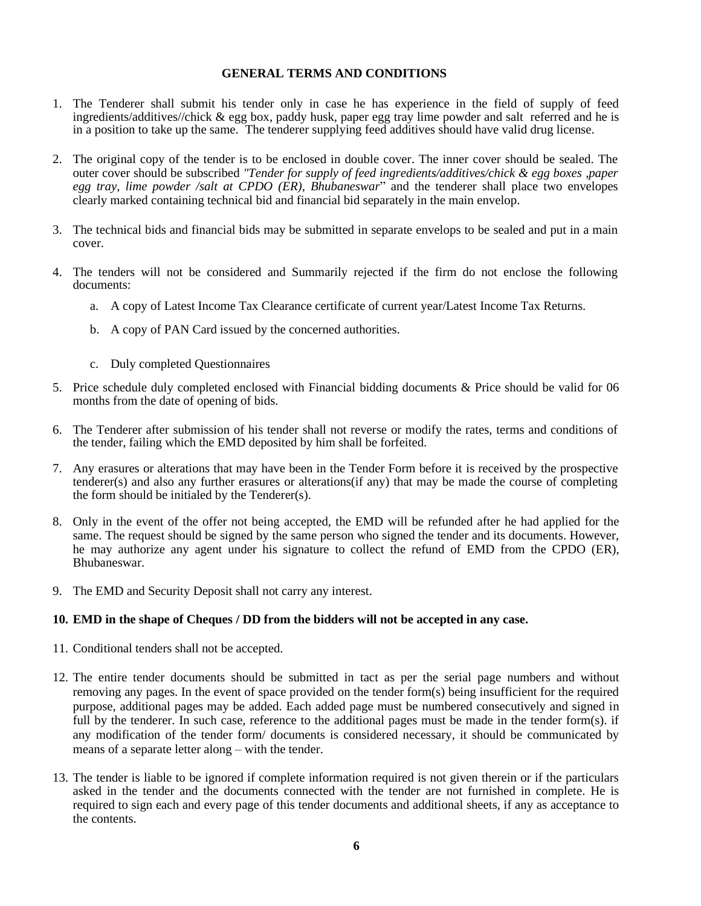## GENERAL TERMS AND CONDITIONS

1. The Tenderer shall submit his tender only in case he has experience in the field of supply of feed ingredients/additives//chick & egg box, paddy husk, paper egg tray lime powder and salt referred and he is in a position to take up the same. The tenderer supplying feed additives should have valid drug license.

2. The original copy of the tender is to be enclosed in double cover. The inner cover should be sealed. The outer cover should be subscribed *"Tender for supply of feed ingredients/additives/chick & egg boxes ,paper egg tray, lime powder /salt at CPDO (ER), Bhubaneswar*" and the tenderer shall place two envelopes clearly marked containing technical bid and financial bid separately in the main envelop.

3. The technical bids and financial bids may be submitted in separate envelops to be sealed and put in a main cover.

4. The tenders will not be considered and Summarily rejected if the firm do not enclose the following documents:

   a. A copy of Latest Income Tax Clearance certificate of current year/Latest Income Tax Returns.

   b. A copy of PAN Card issued by the concerned authorities.

   c. Duly completed Questionnaires

5. Price schedule duly completed enclosed with Financial bidding documents & Price should be valid for 06 months from the date of opening of bids.

6. The Tenderer after submission of his tender shall not reverse or modify the rates, terms and conditions of the tender, failing which the EMD deposited by him shall be forfeited.

7. Any erasures or alterations that may have been in the Tender Form before it is received by the prospective tenderer(s) and also any further erasures or alterations(if any) that may be made the course of completing the form should be initialed by the Tenderer(s).

8. Only in the event of the offer not being accepted, the EMD will be refunded after he had applied for the same. The request should be signed by the same person who signed the tender and its documents. However, he may authorize any agent under his signature to collect the refund of EMD from the CPDO (ER), Bhubaneswar.

9. The EMD and Security Deposit shall not carry any interest.

10. **EMD in the shape of Cheques / DD from the bidders will not be accepted in any case.**

11. Conditional tenders shall not be accepted.

12. The entire tender documents should be submitted in tact as per the serial page numbers and without removing any pages. In the event of space provided on the tender form(s) being insufficient for the required purpose, additional pages may be added. Each added page must be numbered consecutively and signed in full by the tenderer. In such case, reference to the additional pages must be made in the tender form(s). if any modification of the tender form/ documents is considered necessary, it should be communicated by means of a separate letter along – with the tender.

13. The tender is liable to be ignored if complete information required is not given therein or if the particulars asked in the tender and the documents connected with the tender are not furnished in complete. He is required to sign each and every page of this tender documents and additional sheets, if any as acceptance to the contents.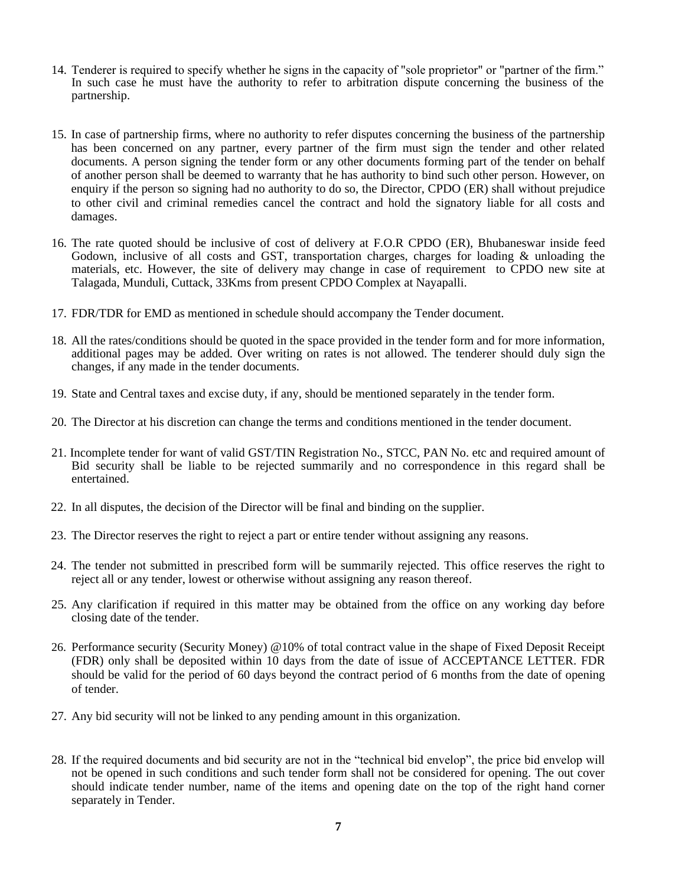14. Tenderer is required to specify whether he signs in the capacity of "sole proprietor" or "partner of the firm." In such case he must have the authority to refer to arbitration dispute concerning the business of the partnership.

15. In case of partnership firms, where no authority to refer disputes concerning the business of the partnership has been concerned on any partner, every partner of the firm must sign the tender and other related documents. A person signing the tender form or any other documents forming part of the tender on behalf of another person shall be deemed to warranty that he has authority to bind such other person. However, on enquiry if the person so signing had no authority to do so, the Director, CPDO (ER) shall without prejudice to other civil and criminal remedies cancel the contract and hold the signatory liable for all costs and damages.

16. The rate quoted should be inclusive of cost of delivery at F.O.R CPDO (ER), Bhubaneswar inside feed Godown, inclusive of all costs and GST, transportation charges, charges for loading & unloading the materials, etc. However, the site of delivery may change in case of requirement to CPDO new site at Talagada, Munduli, Cuttack, 33Kms from present CPDO Complex at Nayapalli.

17. FDR/TDR for EMD as mentioned in schedule should accompany the Tender document.

18. All the rates/conditions should be quoted in the space provided in the tender form and for more information, additional pages may be added. Over writing on rates is not allowed. The tenderer should duly sign the changes, if any made in the tender documents.

19. State and Central taxes and excise duty, if any, should be mentioned separately in the tender form.

20. The Director at his discretion can change the terms and conditions mentioned in the tender document.

21. Incomplete tender for want of valid GST/TIN Registration No., STCC, PAN No. etc and required amount of Bid security shall be liable to be rejected summarily and no correspondence in this regard shall be entertained.

22. In all disputes, the decision of the Director will be final and binding on the supplier.

23. The Director reserves the right to reject a part or entire tender without assigning any reasons.

24. The tender not submitted in prescribed form will be summarily rejected. This office reserves the right to reject all or any tender, lowest or otherwise without assigning any reason thereof.

25. Any clarification if required in this matter may be obtained from the office on any working day before closing date of the tender.

26. Performance security (Security Money) @10% of total contract value in the shape of Fixed Deposit Receipt (FDR) only shall be deposited within 10 days from the date of issue of ACCEPTANCE LETTER. FDR should be valid for the period of 60 days beyond the contract period of 6 months from the date of opening of tender.

27. Any bid security will not be linked to any pending amount in this organization.

28. If the required documents and bid security are not in the "technical bid envelop", the price bid envelop will not be opened in such conditions and such tender form shall not be considered for opening. The out cover should indicate tender number, name of the items and opening date on the top of the right hand corner separately in Tender.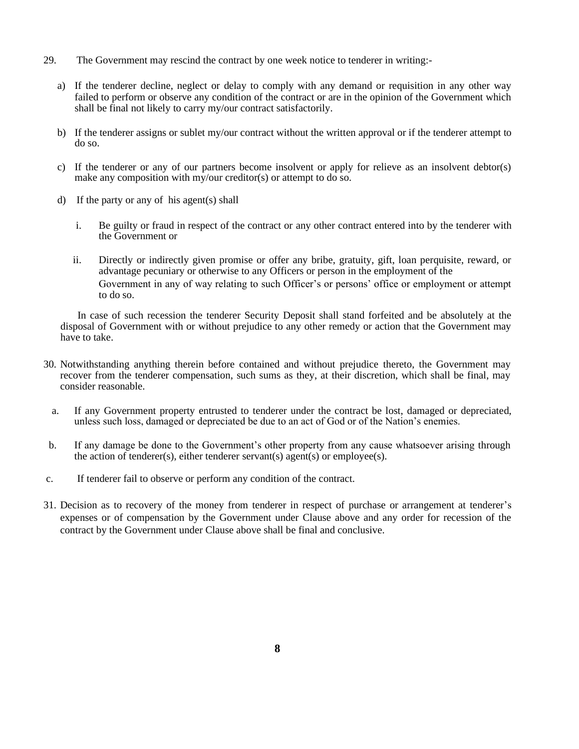29. The Government may rescind the contract by one week notice to tenderer in writing:-

   a) If the tenderer decline, neglect or delay to comply with any demand or requisition in any other way failed to perform or observe any condition of the contract or are in the opinion of the Government which shall be final not likely to carry my/our contract satisfactorily.

   b) If the tenderer assigns or sublet my/our contract without the written approval or if the tenderer attempt to do so.

   c) If the tenderer or any of our partners become insolvent or apply for relieve as an insolvent debtor(s) make any composition with my/our creditor(s) or attempt to do so.

   d) If the party or any of his agent(s) shall

      i. Be guilty or fraud in respect of the contract or any other contract entered into by the tenderer with the Government or

      ii. Directly or indirectly given promise or offer any bribe, gratuity, gift, loan perquisite, reward, or advantage pecuniary or otherwise to any Officers or person in the employment of the Government in any of way relating to such Officer's or persons' office or employment or attempt to do so.

   In case of such recession the tenderer Security Deposit shall stand forfeited and be absolutely at the disposal of Government with or without prejudice to any other remedy or action that the Government may have to take.

30. Notwithstanding anything therein before contained and without prejudice thereto, the Government may recover from the tenderer compensation, such sums as they, at their discretion, which shall be final, may consider reasonable.

   a. If any Government property entrusted to tenderer under the contract be lost, damaged or depreciated, unless such loss, damaged or depreciated be due to an act of God or of the Nation's enemies.

   b. If any damage be done to the Government's other property from any cause whatsoever arising through the action of tenderer(s), either tenderer servant(s) agent(s) or employee(s).

   c. If tenderer fail to observe or perform any condition of the contract.

31. Decision as to recovery of the money from tenderer in respect of purchase or arrangement at tenderer's expenses or of compensation by the Government under Clause above and any order for recession of the contract by the Government under Clause above shall be final and conclusive.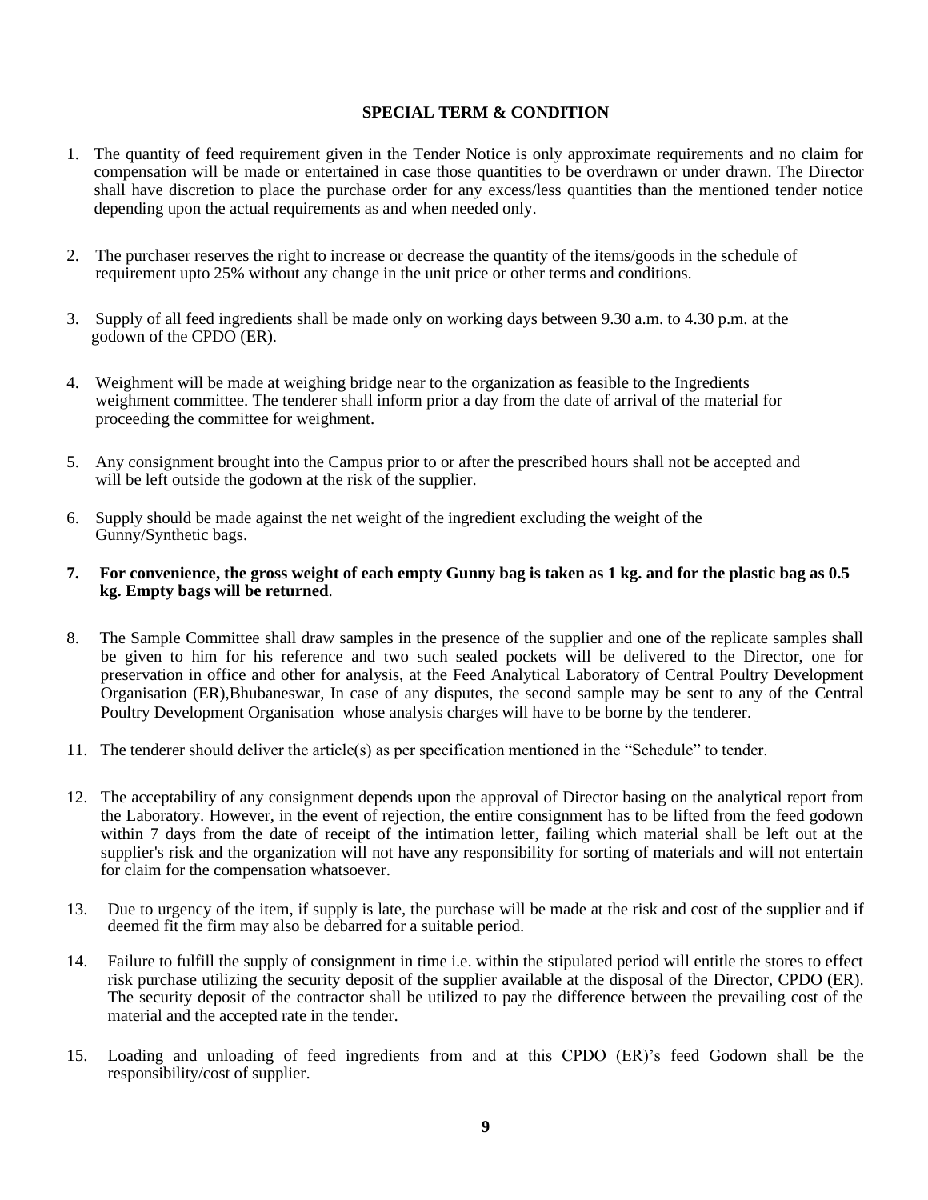## SPECIAL TERM & CONDITION

1. The quantity of feed requirement given in the Tender Notice is only approximate requirements and no claim for compensation will be made or entertained in case those quantities to be overdrawn or under drawn. The Director shall have discretion to place the purchase order for any excess/less quantities than the mentioned tender notice depending upon the actual requirements as and when needed only.

2. The purchaser reserves the right to increase or decrease the quantity of the items/goods in the schedule of requirement upto 25% without any change in the unit price or other terms and conditions.

3. Supply of all feed ingredients shall be made only on working days between 9.30 a.m. to 4.30 p.m. at the godown of the CPDO (ER).

4. Weighment will be made at weighing bridge near to the organization as feasible to the Ingredients weighment committee. The tenderer shall inform prior a day from the date of arrival of the material for proceeding the committee for weighment.

5. Any consignment brought into the Campus prior to or after the prescribed hours shall not be accepted and will be left outside the godown at the risk of the supplier.

6. Supply should be made against the net weight of the ingredient excluding the weight of the Gunny/Synthetic bags.

7. **For convenience, the gross weight of each empty Gunny bag is taken as 1 kg. and for the plastic bag as 0.5 kg. Empty bags will be returned**.

8. The Sample Committee shall draw samples in the presence of the supplier and one of the replicate samples shall be given to him for his reference and two such sealed pockets will be delivered to the Director, one for preservation in office and other for analysis, at the Feed Analytical Laboratory of Central Poultry Development Organisation (ER),Bhubaneswar, In case of any disputes, the second sample may be sent to any of the Central Poultry Development Organisation whose analysis charges will have to be borne by the tenderer.

11. The tenderer should deliver the article(s) as per specification mentioned in the "Schedule" to tender.

12. The acceptability of any consignment depends upon the approval of Director basing on the analytical report from the Laboratory. However, in the event of rejection, the entire consignment has to be lifted from the feed godown within 7 days from the date of receipt of the intimation letter, failing which material shall be left out at the supplier's risk and the organization will not have any responsibility for sorting of materials and will not entertain for claim for the compensation whatsoever.

13. Due to urgency of the item, if supply is late, the purchase will be made at the risk and cost of the supplier and if deemed fit the firm may also be debarred for a suitable period.

14. Failure to fulfill the supply of consignment in time i.e. within the stipulated period will entitle the stores to effect risk purchase utilizing the security deposit of the supplier available at the disposal of the Director, CPDO (ER). The security deposit of the contractor shall be utilized to pay the difference between the prevailing cost of the material and the accepted rate in the tender.

15. Loading and unloading of feed ingredients from and at this CPDO (ER)'s feed Godown shall be the responsibility/cost of supplier.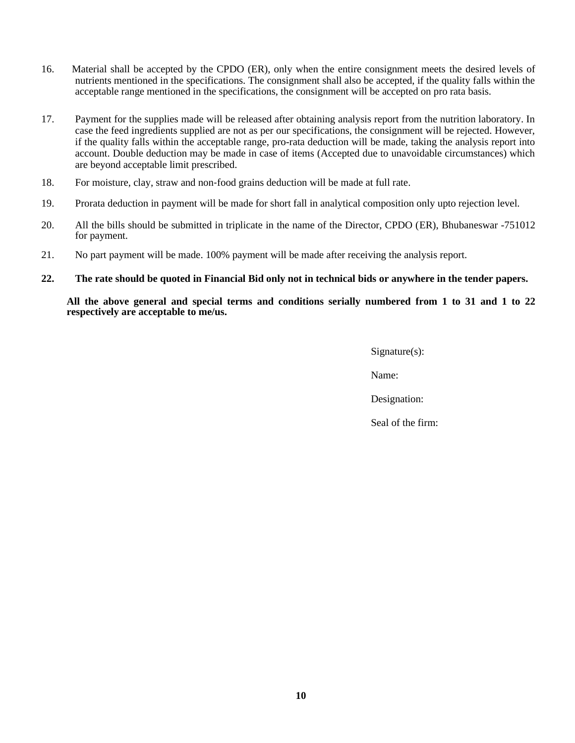16. Material shall be accepted by the CPDO (ER), only when the entire consignment meets the desired levels of nutrients mentioned in the specifications. The consignment shall also be accepted, if the quality falls within the acceptable range mentioned in the specifications, the consignment will be accepted on pro rata basis.

17. Payment for the supplies made will be released after obtaining analysis report from the nutrition laboratory. In case the feed ingredients supplied are not as per our specifications, the consignment will be rejected. However, if the quality falls within the acceptable range, pro-rata deduction will be made, taking the analysis report into account. Double deduction may be made in case of items (Accepted due to unavoidable circumstances) which are beyond acceptable limit prescribed.

18. For moisture, clay, straw and non-food grains deduction will be made at full rate.

19. Prorata deduction in payment will be made for short fall in analytical composition only upto rejection level.

20. All the bills should be submitted in triplicate in the name of the Director, CPDO (ER), Bhubaneswar -751012 for payment.

21. No part payment will be made. 100% payment will be made after receiving the analysis report.

**22. The rate should be quoted in Financial Bid only not in technical bids or anywhere in the tender papers.**

**All the above general and special terms and conditions serially numbered from 1 to 31 and 1 to 22 respectively are acceptable to me/us.**

Signature(s):

Name:

Designation:

Seal of the firm: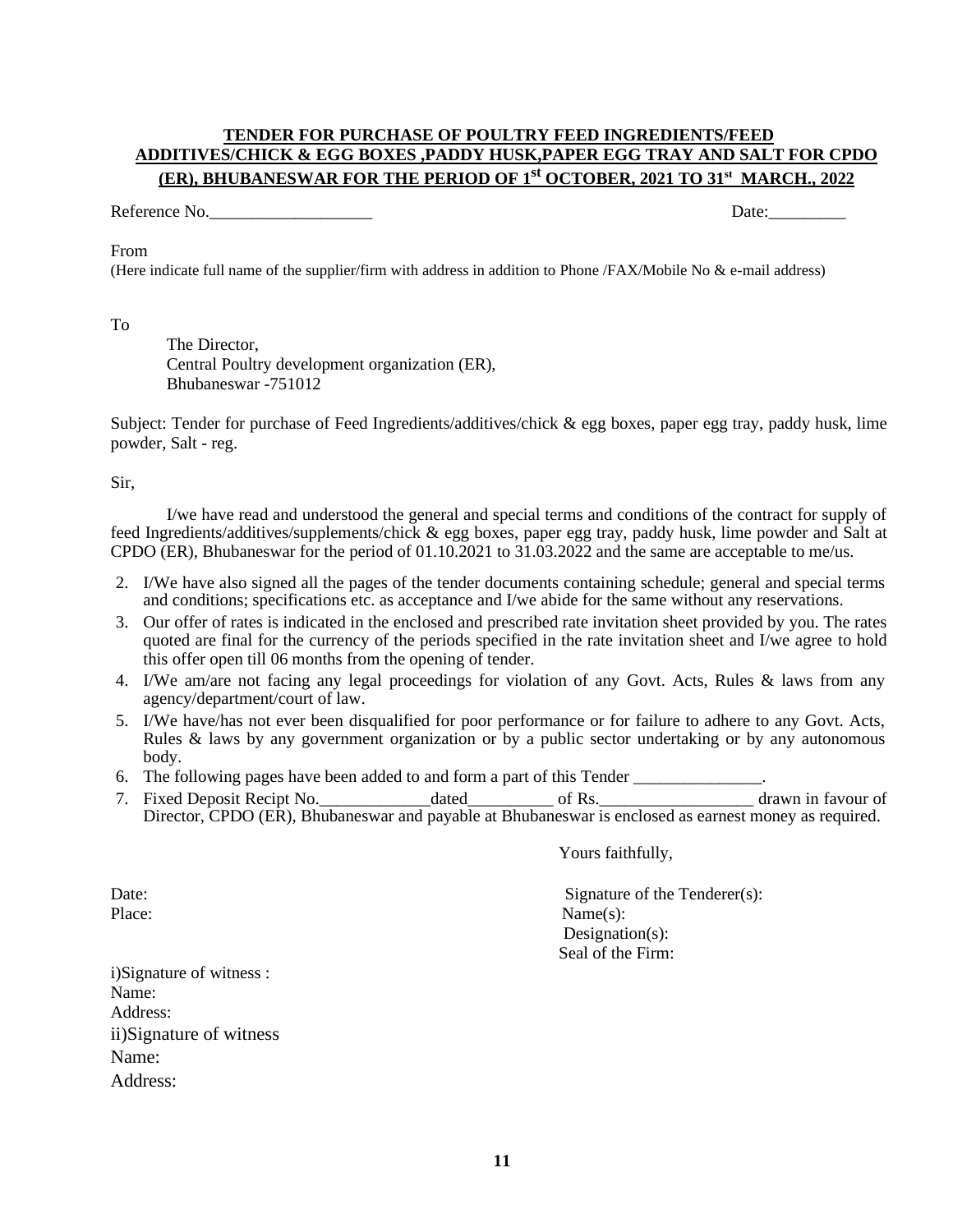**TENDER FOR PURCHASE OF POULTRY FEED INGREDIENTS/FEED ADDITIVES/CHICK & EGG BOXES ,PADDY HUSK,PAPER EGG TRAY AND SALT FOR CPDO (ER), BHUBANESWAR FOR THE PERIOD OF 1st OCTOBER, 2021 TO 31st MARCH., 2022**

Reference No.___________________ Date:_________

From

(Here indicate full name of the supplier/firm with address in addition to Phone /FAX/Mobile No & e-mail address)

To

The Director,
Central Poultry development organization (ER),
Bhubaneswar -751012

Subject: Tender for purchase of Feed Ingredients/additives/chick & egg boxes, paper egg tray, paddy husk, lime powder, Salt - reg.

Sir,

I/we have read and understood the general and special terms and conditions of the contract for supply of feed Ingredients/additives/supplements/chick & egg boxes, paper egg tray, paddy husk, lime powder and Salt at CPDO (ER), Bhubaneswar for the period of 01.10.2021 to 31.03.2022 and the same are acceptable to me/us.

2. I/We have also signed all the pages of the tender documents containing schedule; general and special terms and conditions; specifications etc. as acceptance and I/we abide for the same without any reservations.
3. Our offer of rates is indicated in the enclosed and prescribed rate invitation sheet provided by you. The rates quoted are final for the currency of the periods specified in the rate invitation sheet and I/we agree to hold this offer open till 06 months from the opening of tender.
4. I/We am/are not facing any legal proceedings for violation of any Govt. Acts, Rules & laws from any agency/department/court of law.
5. I/We have/has not ever been disqualified for poor performance or for failure to adhere to any Govt. Acts, Rules & laws by any government organization or by a public sector undertaking or by any autonomous body.
6. The following pages have been added to and form a part of this Tender _______________.
7. Fixed Deposit Recipt No._____________dated__________ of Rs.__________________ drawn in favour of Director, CPDO (ER), Bhubaneswar and payable at Bhubaneswar is enclosed as earnest money as required.

Yours faithfully,

Date:
Place:

Signature of the Tenderer(s):
Name(s):
Designation(s):
Seal of the Firm:

i)Signature of witness :
Name:
Address:

ii)Signature of witness
Name:
Address: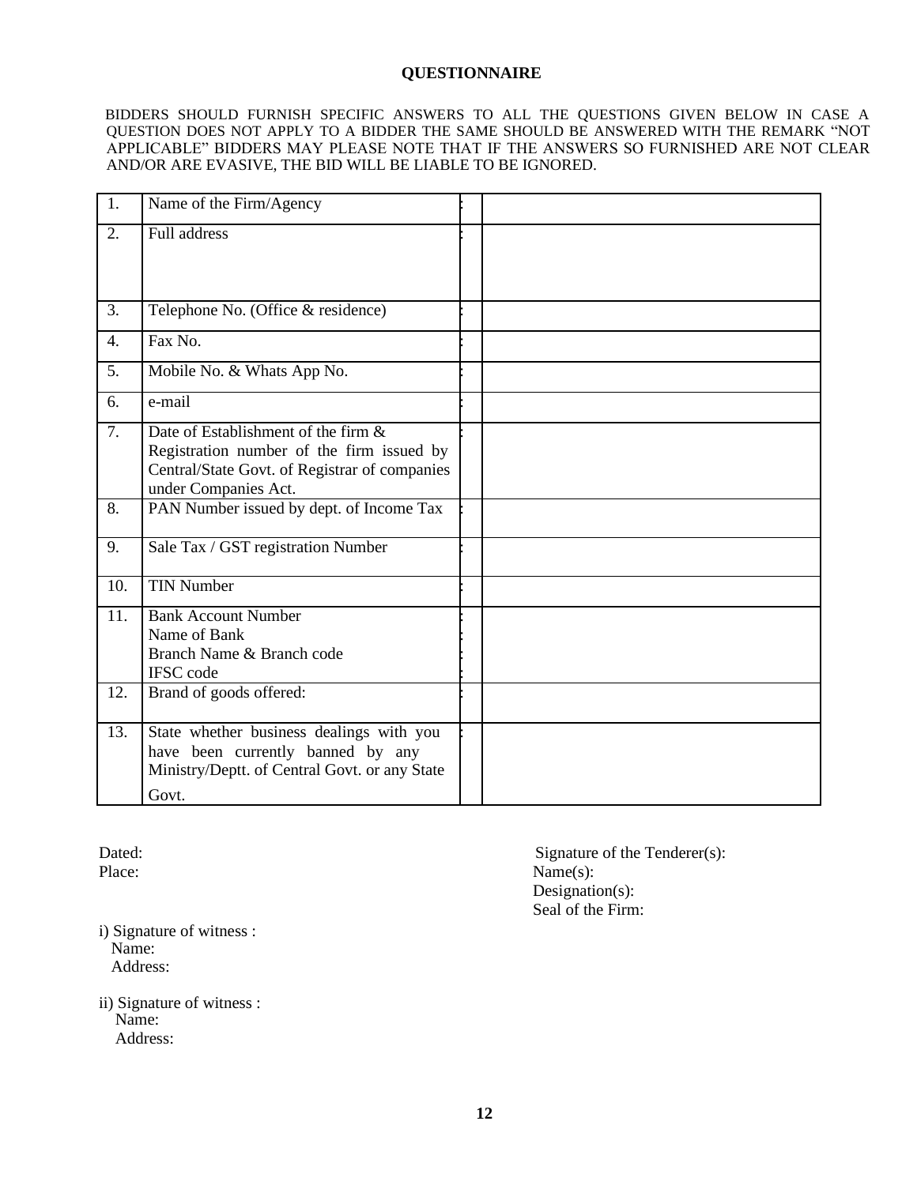## QUESTIONNAIRE

BIDDERS SHOULD FURNISH SPECIFIC ANSWERS TO ALL THE QUESTIONS GIVEN BELOW IN CASE A QUESTION DOES NOT APPLY TO A BIDDER THE SAME SHOULD BE ANSWERED WITH THE REMARK "NOT APPLICABLE" BIDDERS MAY PLEASE NOTE THAT IF THE ANSWERS SO FURNISHED ARE NOT CLEAR AND/OR ARE EVASIVE, THE BID WILL BE LIABLE TO BE IGNORED.

| | | | |
|---|---|---|---|
| 1. | Name of the Firm/Agency | : | |
| 2. | Full address | : | |
| 3. | Telephone No. (Office & residence) | : | |
| 4. | Fax No. | : | |
| 5. | Mobile No. & Whats App No. | : | |
| 6. | e-mail | : | |
| 7. | Date of Establishment of the firm & Registration number of the firm issued by Central/State Govt. of Registrar of companies under Companies Act. | : | |
| 8. | PAN Number issued by dept. of Income Tax | : | |
| 9. | Sale Tax / GST registration Number | : | |
| 10. | TIN Number | : | |
| 11. | Bank Account Number<br>Name of Bank<br>Branch Name & Branch code<br>IFSC code | :<br>:<br>:<br>: | |
| 12. | Brand of goods offered: | : | |
| 13. | State whether business dealings with you have been currently banned by any Ministry/Deptt. of Central Govt. or any State Govt. | : | |

Dated:

Place:

Signature of the Tenderer(s):
Name(s):
Designation(s):
Seal of the Firm:

i) Signature of witness :
Name:
Address:

ii) Signature of witness :
Name:
Address: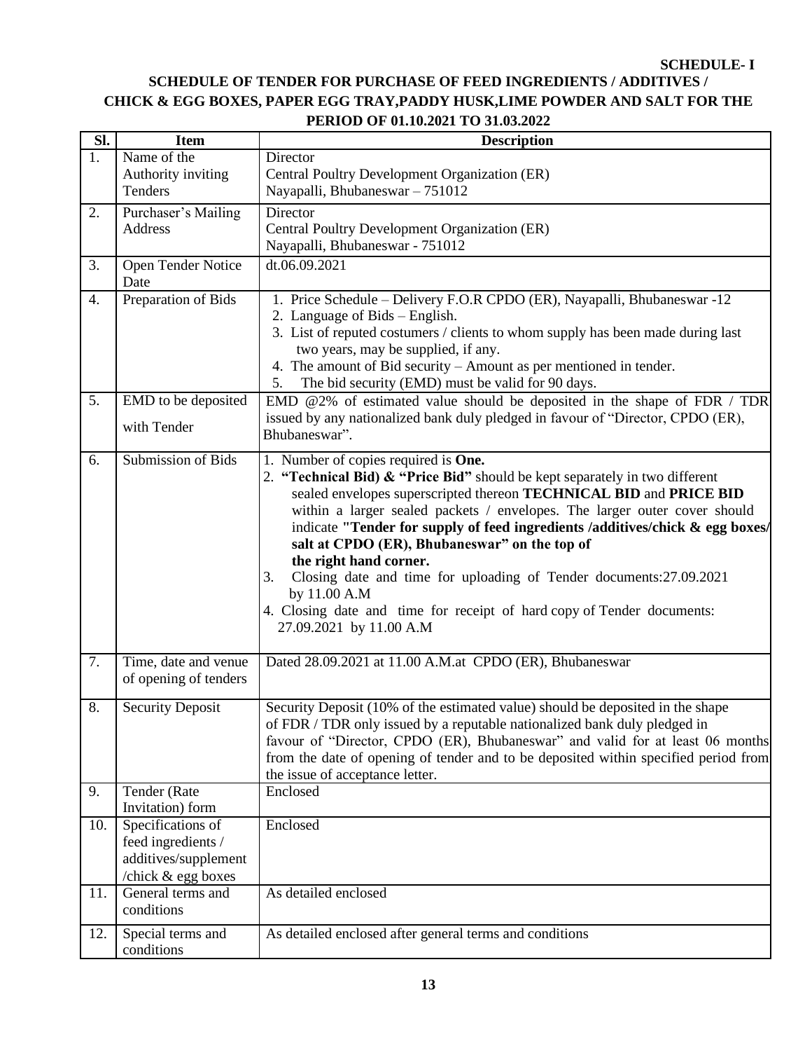**SCHEDULE- I**

## SCHEDULE OF TENDER FOR PURCHASE OF FEED INGREDIENTS / ADDITIVES / CHICK & EGG BOXES, PAPER EGG TRAY,PADDY HUSK,LIME POWDER AND SALT FOR THE PERIOD OF 01.10.2021 TO 31.03.2022

| Sl. | Item | Description |
|---|---|---|
| 1. | Name of the Authority inviting Tenders | Director<br>Central Poultry Development Organization (ER)<br>Nayapalli, Bhubaneswar – 751012 |
| 2. | Purchaser's Mailing Address | Director<br>Central Poultry Development Organization (ER)<br>Nayapalli, Bhubaneswar - 751012 |
| 3. | Open Tender Notice Date | dt.06.09.2021 |
| 4. | Preparation of Bids | 1. Price Schedule – Delivery F.O.R CPDO (ER), Nayapalli, Bhubaneswar -12<br>2. Language of Bids – English.<br>3. List of reputed costumers / clients to whom supply has been made during last two years, may be supplied, if any.<br>4. The amount of Bid security – Amount as per mentioned in tender.<br>5. The bid security (EMD) must be valid for 90 days. |
| 5. | EMD to be deposited with Tender | EMD @2% of estimated value should be deposited in the shape of FDR / TDR issued by any nationalized bank duly pledged in favour of "Director, CPDO (ER), Bhubaneswar". |
| 6. | Submission of Bids | 1. Number of copies required is **One.**<br>2. **"Technical Bid) & "Price Bid"** should be kept separately in two different sealed envelopes superscripted thereon **TECHNICAL BID** and **PRICE BID** within a larger sealed packets / envelopes. The larger outer cover should indicate **"Tender for supply of feed ingredients /additives/chick & egg boxes/ salt at CPDO (ER), Bhubaneswar" on the top of the right hand corner.**<br>3. Closing date and time for uploading of Tender documents:27.09.2021 by 11.00 A.M<br>4. Closing date and time for receipt of hard copy of Tender documents: 27.09.2021 by 11.00 A.M |
| 7. | Time, date and venue of opening of tenders | Dated 28.09.2021 at 11.00 A.M.at CPDO (ER), Bhubaneswar |
| 8. | Security Deposit | Security Deposit (10% of the estimated value) should be deposited in the shape of FDR / TDR only issued by a reputable nationalized bank duly pledged in favour of "Director, CPDO (ER), Bhubaneswar" and valid for at least 06 months from the date of opening of tender and to be deposited within specified period from the issue of acceptance letter. |
| 9. | Tender (Rate Invitation) form | Enclosed |
| 10. | Specifications of feed ingredients / additives/supplement /chick & egg boxes | Enclosed |
| 11. | General terms and conditions | As detailed enclosed |
| 12. | Special terms and conditions | As detailed enclosed after general terms and conditions |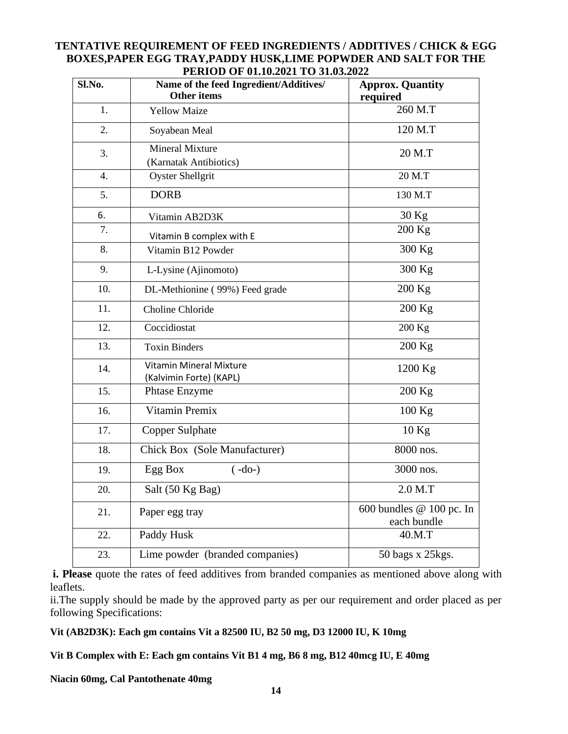**TENTATIVE REQUIREMENT OF FEED INGREDIENTS / ADDITIVES / CHICK & EGG BOXES,PAPER EGG TRAY,PADDY HUSK,LIME POPWDER AND SALT FOR THE PERIOD OF 01.10.2021 TO 31.03.2022**

| Sl.No. | Name of the feed Ingredient/Additives/ Other items | Approx. Quantity required |
|---|---|---|
| 1. | Yellow Maize | 260 M.T |
| 2. | Soyabean Meal | 120 M.T |
| 3. | Mineral Mixture (Karnatak Antibiotics) | 20 M.T |
| 4. | Oyster Shellgrit | 20 M.T |
| 5. | DORB | 130 M.T |
| 6. | Vitamin AB2D3K | 30 Kg |
| 7. | Vitamin B complex with E | 200 Kg |
| 8. | Vitamin B12 Powder | 300 Kg |
| 9. | L-Lysine (Ajinomoto) | 300 Kg |
| 10. | DL-Methionine ( 99%) Feed grade | 200 Kg |
| 11. | Choline Chloride | 200 Kg |
| 12. | Coccidiostat | 200 Kg |
| 13. | Toxin Binders | 200 Kg |
| 14. | Vitamin Mineral Mixture (Kalvimin Forte) (KAPL) | 1200 Kg |
| 15. | Phtase Enzyme | 200 Kg |
| 16. | Vitamin Premix | 100 Kg |
| 17. | Copper Sulphate | 10 Kg |
| 18. | Chick Box (Sole Manufacturer) | 8000 nos. |
| 19. | Egg Box ( -do-) | 3000 nos. |
| 20. | Salt (50 Kg Bag) | 2.0 M.T |
| 21. | Paper egg tray | 600 bundles @ 100 pc. In each bundle |
| 22. | Paddy Husk | 40.M.T |
| 23. | Lime powder (branded companies) | 50 bags x 25kgs. |

**i. Please** quote the rates of feed additives from branded companies as mentioned above along with leaflets.

ii.The supply should be made by the approved party as per our requirement and order placed as per following Specifications:

**Vit (AB2D3K): Each gm contains Vit a 82500 IU, B2 50 mg, D3 12000 IU, K 10mg**

**Vit B Complex with E: Each gm contains Vit B1 4 mg, B6 8 mg, B12 40mcg IU, E 40mg**

**Niacin 60mg, Cal Pantothenate 40mg**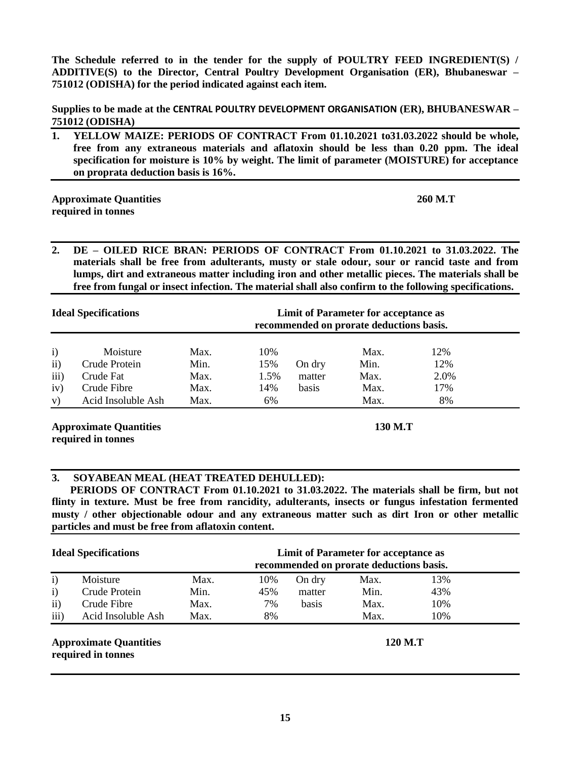**The Schedule referred to in the tender for the supply of POULTRY FEED INGREDIENT(S) / ADDITIVE(S) to the Director, Central Poultry Development Organisation (ER), Bhubaneswar – 751012 (ODISHA) for the period indicated against each item.**

**Supplies to be made at the CENTRAL POULTRY DEVELOPMENT ORGANISATION (ER), BHUBANESWAR – 751012 (ODISHA)**

**1. YELLOW MAIZE: PERIODS OF CONTRACT From 01.10.2021 to31.03.2022 should be whole, free from any extraneous materials and aflatoxin should be less than 0.20 ppm. The ideal specification for moisture is 10% by weight. The limit of parameter (MOISTURE) for acceptance on proprata deduction basis is 16%.**

**Approximate Quantities required in tonnes** **260 M.T**

**2. DE – OILED RICE BRAN: PERIODS OF CONTRACT From 01.10.2021 to 31.03.2022. The materials shall be free from adulterants, musty or stale odour, sour or rancid taste and from lumps, dirt and extraneous matter including iron and other metallic pieces. The materials shall be free from fungal or insect infection. The material shall also confirm to the following specifications.**

| **Ideal Specifications** | | | | | **Limit of Parameter for acceptance as recommended on prorate deductions basis.** | |
|---|---|---|---|---|---|---|
| i) | Moisture | Max. | 10% | | Max. | 12% |
| ii) | Crude Protein | Min. | 15% | On dry | Min. | 12% |
| iii) | Crude Fat | Max. | 1.5% | matter | Max. | 2.0% |
| iv) | Crude Fibre | Max. | 14% | basis | Max. | 17% |
| v) | Acid Insoluble Ash | Max. | 6% | | Max. | 8% |

**Approximate Quantities required in tonnes** **130 M.T**

**3. SOYABEAN MEAL (HEAT TREATED DEHULLED):**

**PERIODS OF CONTRACT From 01.10.2021 to 31.03.2022. The materials shall be firm, but not flinty in texture. Must be free from rancidity, adulterants, insects or fungus infestation fermented musty / other objectionable odour and any extraneous matter such as dirt Iron or other metallic particles and must be free from aflatoxin content.**

| **Ideal Specifications** | | | | | **Limit of Parameter for acceptance as recommended on prorate deductions basis.** | |
|---|---|---|---|---|---|---|
| i) | Moisture | Max. | 10% | On dry | Max. | 13% |
| i) | Crude Protein | Min. | 45% | matter | Min. | 43% |
| ii) | Crude Fibre | Max. | 7% | basis | Max. | 10% |
| iii) | Acid Insoluble Ash | Max. | 8% | | Max. | 10% |

**Approximate Quantities required in tonnes** **120 M.T**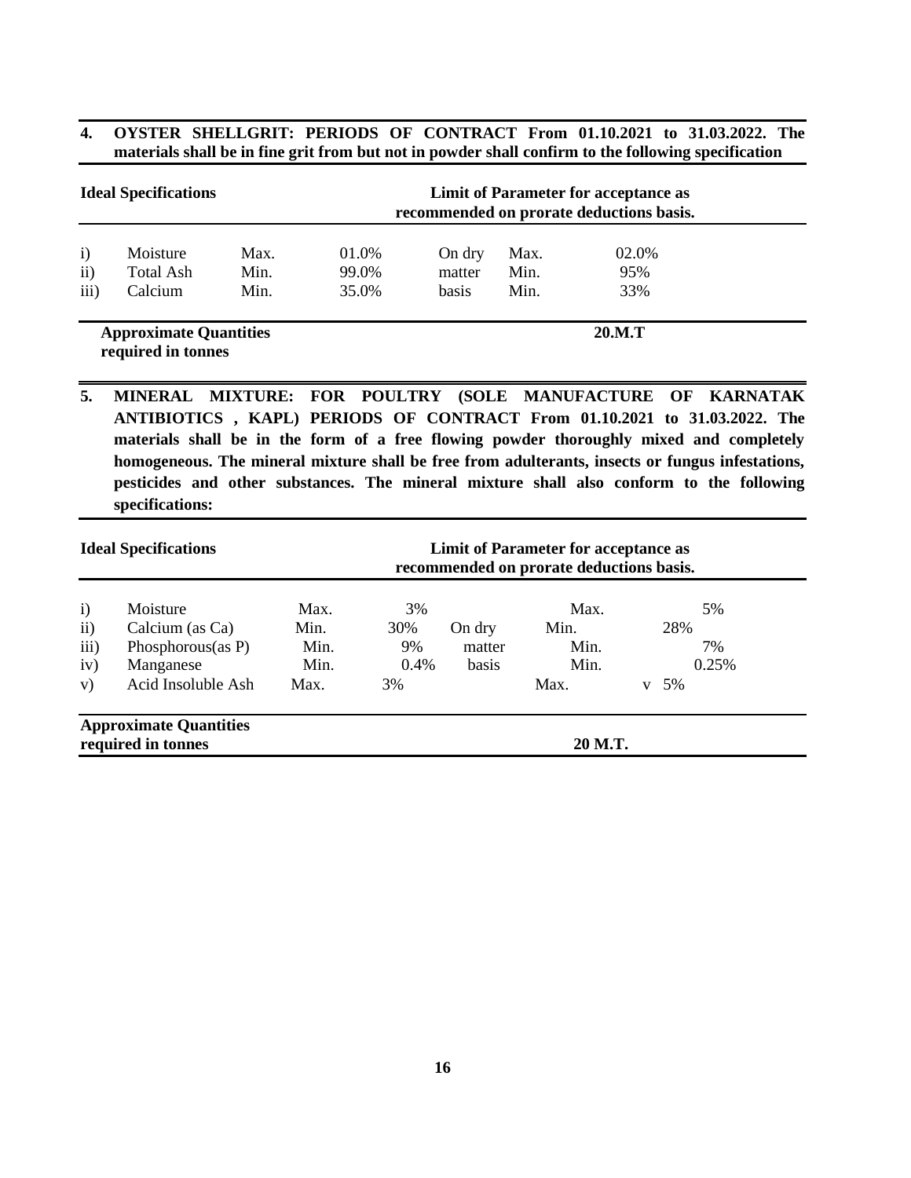**4. OYSTER SHELLGRIT: PERIODS OF CONTRACT From 01.10.2021 to 31.03.2022. The materials shall be in fine grit from but not in powder shall confirm to the following specification**

| Ideal Specifications | | | | Limit of Parameter for acceptance as recommended on prorate deductions basis. | | |
|---|---|---|---|---|---|---|
| i) | Moisture | Max. | 01.0% | On dry | Max. | 02.0% |
| ii) | Total Ash | Min. | 99.0% | matter | Min. | 95% |
| iii) | Calcium | Min. | 35.0% | basis | Min. | 33% |
| **Approximate Quantities required in tonnes** | | | | | | **20.M.T** |

**5. MINERAL MIXTURE: FOR POULTRY (SOLE MANUFACTURE OF KARNATAK ANTIBIOTICS , KAPL) PERIODS OF CONTRACT From 01.10.2021 to 31.03.2022. The materials shall be in the form of a free flowing powder thoroughly mixed and completely homogeneous. The mineral mixture shall be free from adulterants, insects or fungus infestations, pesticides and other substances. The mineral mixture shall also conform to the following specifications:**

| Ideal Specifications | | | | Limit of Parameter for acceptance as recommended on prorate deductions basis. | | |
|---|---|---|---|---|---|---|
| i) | Moisture | Max. | 3% | | Max. | 5% |
| ii) | Calcium (as Ca) | Min. | 30% | On dry | Min. | 28% |
| iii) | Phosphorous(as P) | Min. | 9% | matter | Min. | 7% |
| iv) | Manganese | Min. | 0.4% | basis | Min. | 0.25% |
| v) | Acid Insoluble Ash | Max. | 3% | | Max. | v 5% |
| **Approximate Quantities required in tonnes** | | | | | | **20 M.T.** |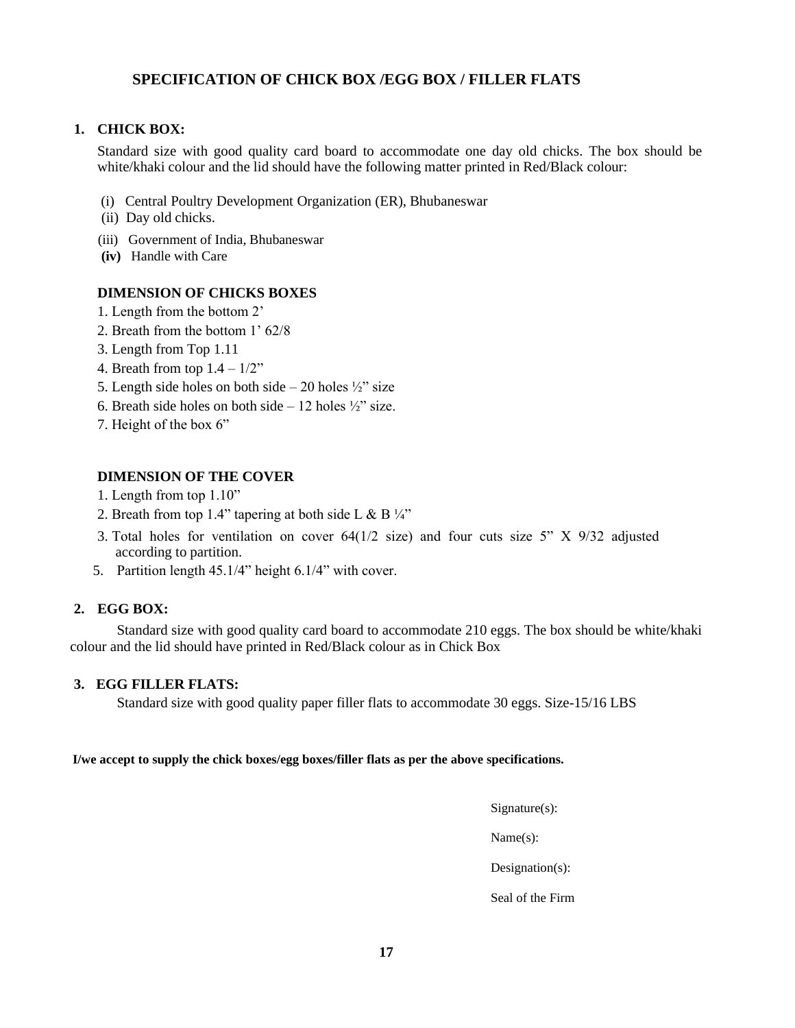## SPECIFICATION OF CHICK BOX /EGG BOX / FILLER FLATS

**1. CHICK BOX:**

Standard size with good quality card board to accommodate one day old chicks. The box should be white/khaki colour and the lid should have the following matter printed in Red/Black colour:

(i) Central Poultry Development Organization (ER), Bhubaneswar
(ii) Day old chicks.
(iii) Government of India, Bhubaneswar
**(iv)** Handle with Care

**DIMENSION OF CHICKS BOXES**

1. Length from the bottom 2'
2. Breath from the bottom 1' 62/8
3. Length from Top 1.11
4. Breath from top 1.4 – 1/2"
5. Length side holes on both side – 20 holes ½" size
6. Breath side holes on both side – 12 holes ½" size.
7. Height of the box 6"

**DIMENSION OF THE COVER**

1. Length from top 1.10"
2. Breath from top 1.4" tapering at both side L & B ¼"
3. Total holes for ventilation on cover 64(1/2 size) and four cuts size 5" X 9/32 adjusted according to partition.
5. Partition length 45.1/4" height 6.1/4" with cover.

**2. EGG BOX:**

Standard size with good quality card board to accommodate 210 eggs. The box should be white/khaki colour and the lid should have printed in Red/Black colour as in Chick Box

**3. EGG FILLER FLATS:**

Standard size with good quality paper filler flats to accommodate 30 eggs. Size-15/16 LBS

**I/we accept to supply the chick boxes/egg boxes/filler flats as per the above specifications.**

Signature(s):

Name(s):

Designation(s):

Seal of the Firm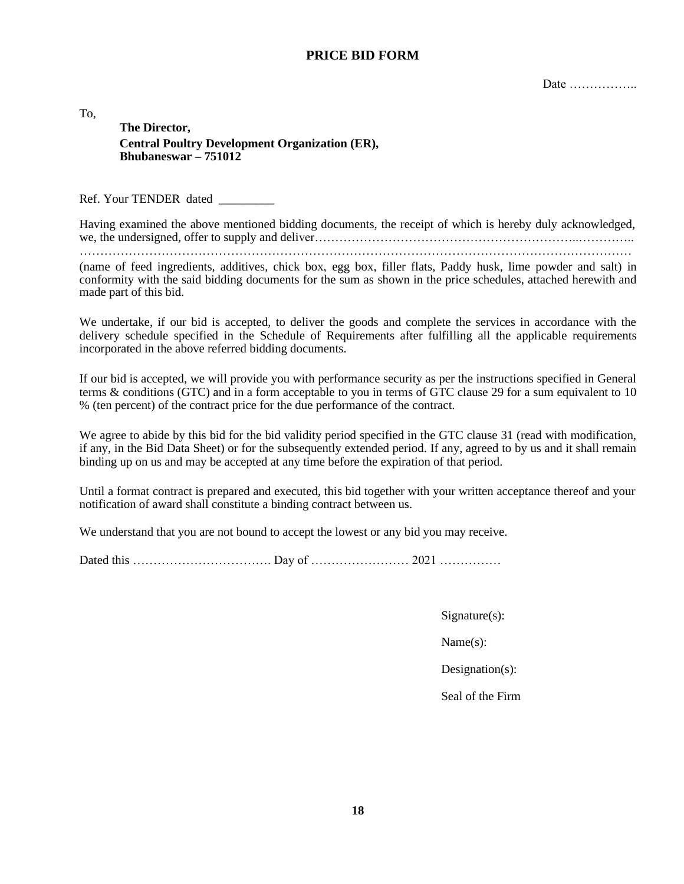# PRICE BID FORM

Date ……………..

To,

**The Director,**
**Central Poultry Development Organization (ER),**
**Bhubaneswar – 751012**

Ref. Your TENDER dated _________

Having examined the above mentioned bidding documents, the receipt of which is hereby duly acknowledged, we, the undersigned, offer to supply and deliver………………………………………………………..…………..
……………………………………………………………………………………………………………………
(name of feed ingredients, additives, chick box, egg box, filler flats, Paddy husk, lime powder and salt) in conformity with the said bidding documents for the sum as shown in the price schedules, attached herewith and made part of this bid.

We undertake, if our bid is accepted, to deliver the goods and complete the services in accordance with the delivery schedule specified in the Schedule of Requirements after fulfilling all the applicable requirements incorporated in the above referred bidding documents.

If our bid is accepted, we will provide you with performance security as per the instructions specified in General terms & conditions (GTC) and in a form acceptable to you in terms of GTC clause 29 for a sum equivalent to 10 % (ten percent) of the contract price for the due performance of the contract.

We agree to abide by this bid for the bid validity period specified in the GTC clause 31 (read with modification, if any, in the Bid Data Sheet) or for the subsequently extended period. If any, agreed to by us and it shall remain binding up on us and may be accepted at any time before the expiration of that period.

Until a format contract is prepared and executed, this bid together with your written acceptance thereof and your notification of award shall constitute a binding contract between us.

We understand that you are not bound to accept the lowest or any bid you may receive.

Dated this ……………………………. Day of …………………… 2021 ……………

Signature(s):

Name(s):

Designation(s):

Seal of the Firm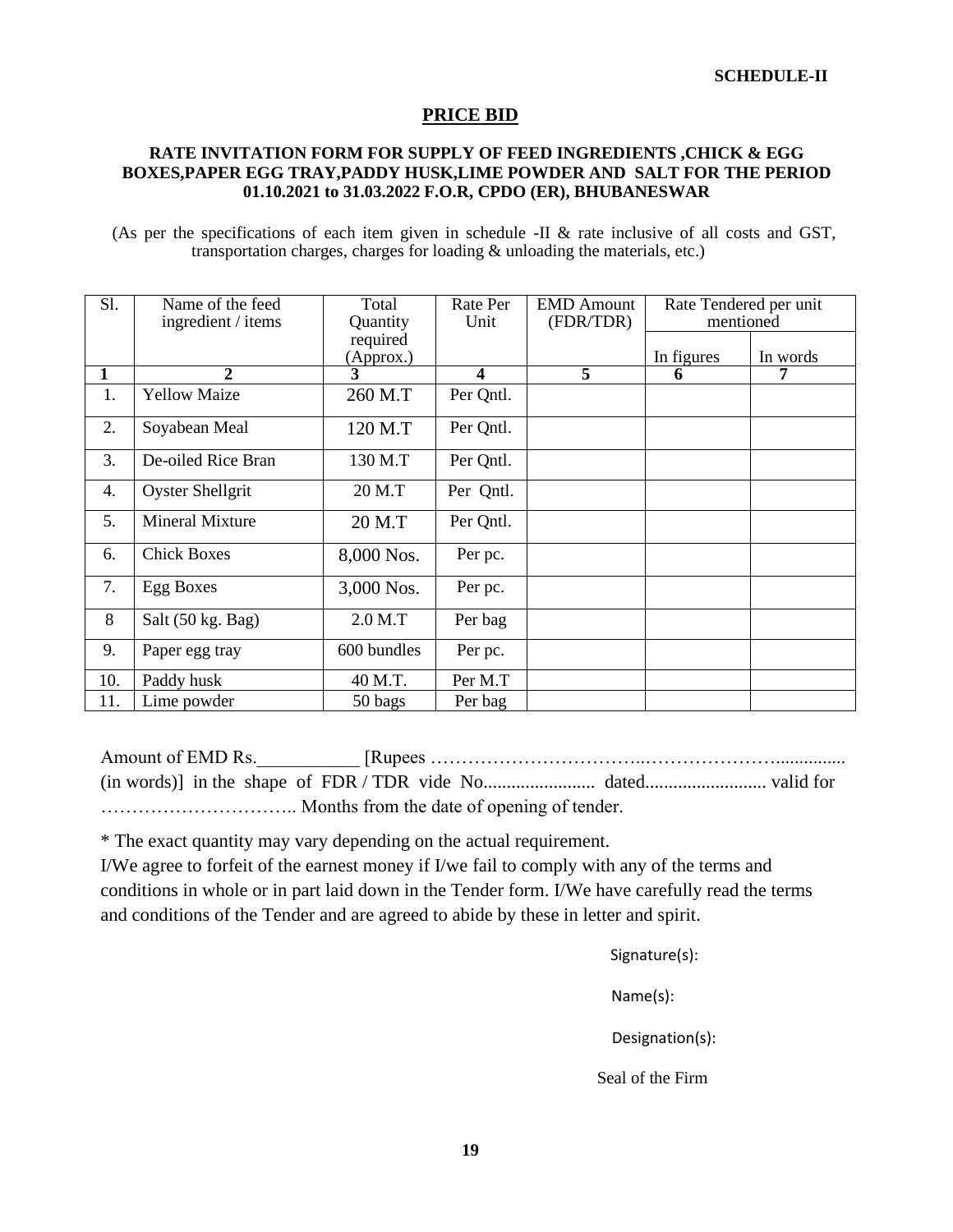**SCHEDULE-II**

## PRICE BID

### RATE INVITATION FORM FOR SUPPLY OF FEED INGREDIENTS ,CHICK & EGG BOXES,PAPER EGG TRAY,PADDY HUSK,LIME POWDER AND SALT FOR THE PERIOD 01.10.2021 to 31.03.2022 F.O.R, CPDO (ER), BHUBANESWAR

(As per the specifications of each item given in schedule -II & rate inclusive of all costs and GST, transportation charges, charges for loading & unloading the materials, etc.)

| Sl. | Name of the feed ingredient / items | Total Quantity required (Approx.) | Rate Per Unit | EMD Amount (FDR/TDR) | Rate Tendered per unit mentioned | |
|---|---|---|---|---|---|---|
| | | | | | In figures | In words |
| **1** | **2** | **3** | **4** | **5** | **6** | **7** |
| 1. | Yellow Maize | 260 M.T | Per Qntl. | | | |
| 2. | Soyabean Meal | 120 M.T | Per Qntl. | | | |
| 3. | De-oiled Rice Bran | 130 M.T | Per Qntl. | | | |
| 4. | Oyster Shellgrit | 20 M.T | Per Qntl. | | | |
| 5. | Mineral Mixture | 20 M.T | Per Qntl. | | | |
| 6. | Chick Boxes | 8,000 Nos. | Per pc. | | | |
| 7. | Egg Boxes | 3,000 Nos. | Per pc. | | | |
| 8 | Salt (50 kg. Bag) | 2.0 M.T | Per bag | | | |
| 9. | Paper egg tray | 600 bundles | Per pc. | | | |
| 10. | Paddy husk | 40 M.T. | Per M.T | | | |
| 11. | Lime powder | 50 bags | Per bag | | | |

Amount of EMD Rs.__________ [Rupees ……………………………..…………………............... (in words)] in the shape of FDR / TDR vide No........................ dated.......................... valid for ………………………….. Months from the date of opening of tender.

* The exact quantity may vary depending on the actual requirement.

I/We agree to forfeit of the earnest money if I/we fail to comply with any of the terms and conditions in whole or in part laid down in the Tender form. I/We have carefully read the terms and conditions of the Tender and are agreed to abide by these in letter and spirit.

Signature(s):

Name(s):

Designation(s):

Seal of the Firm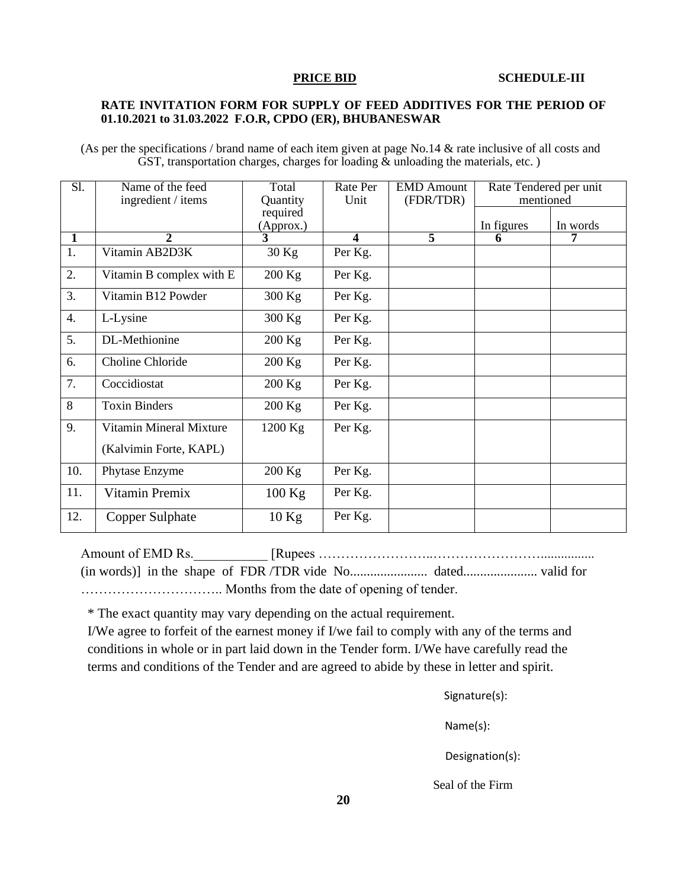**PRICE BID** **SCHEDULE-III**

**RATE INVITATION FORM FOR SUPPLY OF FEED ADDITIVES FOR THE PERIOD OF 01.10.2021 to 31.03.2022 F.O.R, CPDO (ER), BHUBANESWAR**

(As per the specifications / brand name of each item given at page No.14 & rate inclusive of all costs and GST, transportation charges, charges for loading & unloading the materials, etc. )

| Sl. | Name of the feed ingredient / items | Total Quantity required (Approx.) | Rate Per Unit | EMD Amount (FDR/TDR) | Rate Tendered per unit mentioned | |
|---|---|---|---|---|---|---|
| | | | | | In figures | In words |
| **1** | **2** | **3** | **4** | **5** | **6** | **7** |
| 1. | Vitamin AB2D3K | 30 Kg | Per Kg. | | | |
| 2. | Vitamin B complex with E | 200 Kg | Per Kg. | | | |
| 3. | Vitamin B12 Powder | 300 Kg | Per Kg. | | | |
| 4. | L-Lysine | 300 Kg | Per Kg. | | | |
| 5. | DL-Methionine | 200 Kg | Per Kg. | | | |
| 6. | Choline Chloride | 200 Kg | Per Kg. | | | |
| 7. | Coccidiostat | 200 Kg | Per Kg. | | | |
| 8 | Toxin Binders | 200 Kg | Per Kg. | | | |
| 9. | Vitamin Mineral Mixture (Kalvimin Forte, KAPL) | 1200 Kg | Per Kg. | | | |
| 10. | Phytase Enzyme | 200 Kg | Per Kg. | | | |
| 11. | Vitamin Premix | 100 Kg | Per Kg. | | | |
| 12. | Copper Sulphate | 10 Kg | Per Kg. | | | |

Amount of EMD Rs.__________ [Rupees ……………………..……………………................ (in words)] in the shape of FDR /TDR vide No....................... dated...................... valid for ………………………….. Months from the date of opening of tender.

* The exact quantity may vary depending on the actual requirement.

I/We agree to forfeit of the earnest money if I/we fail to comply with any of the terms and conditions in whole or in part laid down in the Tender form. I/We have carefully read the terms and conditions of the Tender and are agreed to abide by these in letter and spirit.

Signature(s):

Name(s):

Designation(s):

Seal of the Firm